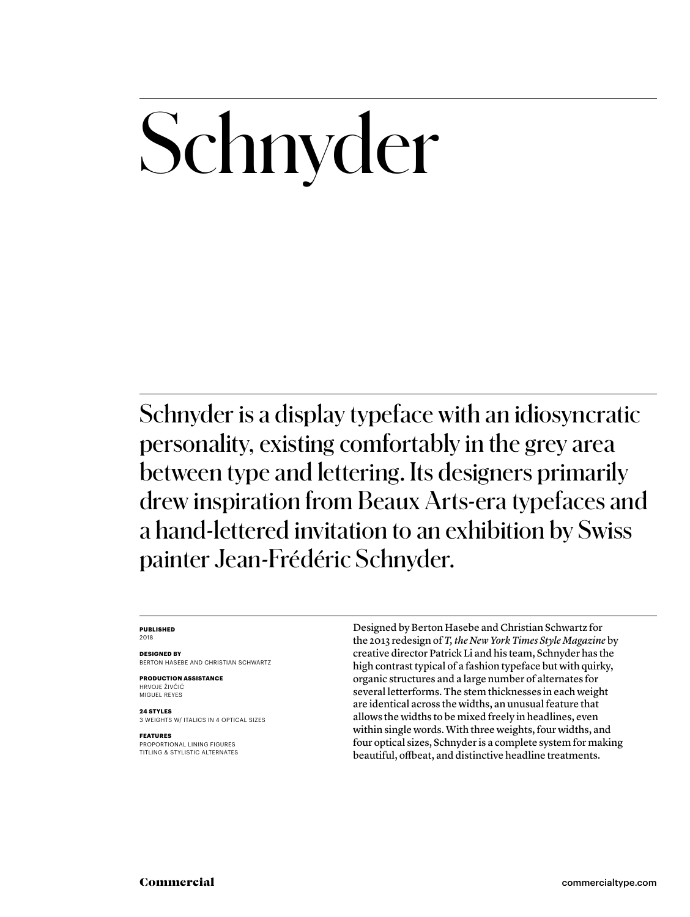# Schnyder

Schnyder is a display typeface with an idiosyncratic personality, existing comfortably in the grey area between type and lettering. Its designers primarily drew inspiration from Beaux Arts-era typefaces and a hand-lettered invitation to an exhibition by Swiss painter Jean-Frédéric Schnyder.

**PUBLISHED**
2018

**DESIGNED BY**
BERTON HASEBE AND CHRISTIAN SCHWARTZ

**PRODUCTION ASSISTANCE**
HRVOJE ŽIVČIĆ
MIGUEL REYES

**24 STYLES**
3 WEIGHTS W/ ITALICS IN 4 OPTICAL SIZES

**FEATURES**
PROPORTIONAL LINING FIGURES
TITLING & STYLISTIC ALTERNATES

Designed by Berton Hasebe and Christian Schwartz for the 2013 redesign of *T, the New York Times Style Magazine* by creative director Patrick Li and his team, Schnyder has the high contrast typical of a fashion typeface but with quirky, organic structures and a large number of alternates for several letterforms. The stem thicknesses in each weight are identical across the widths, an unusual feature that allows the widths to be mixed freely in headlines, even within single words. With three weights, four widths, and four optical sizes, Schnyder is a complete system for making beautiful, offbeat, and distinctive headline treatments.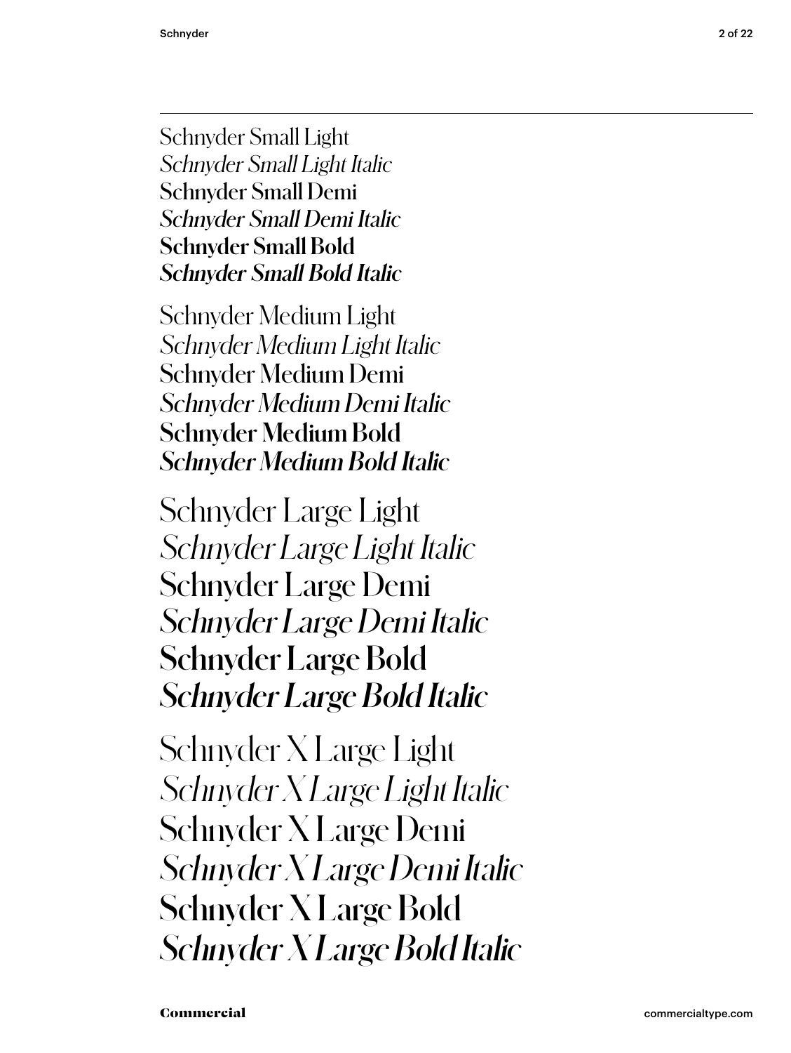Schnyder Small Light
*Schnyder Small Light Italic*
Schnyder Small Demi
*Schnyder Small Demi Italic*
**Schnyder Small Bold**
***Schnyder Small Bold Italic***

Schnyder Medium Light
*Schnyder Medium Light Italic*
Schnyder Medium Demi
*Schnyder Medium Demi Italic*
**Schnyder Medium Bold**
***Schnyder Medium Bold Italic***

Schnyder Large Light
*Schnyder Large Light Italic*
Schnyder Large Demi
*Schnyder Large Demi Italic*
**Schnyder Large Bold**
***Schnyder Large Bold Italic***

Schnyder X Large Light
*Schnyder X Large Light Italic*
Schnyder X Large Demi
*Schnyder X Large Demi Italic*
**Schnyder X Large Bold**
***Schnyder X Large Bold Italic***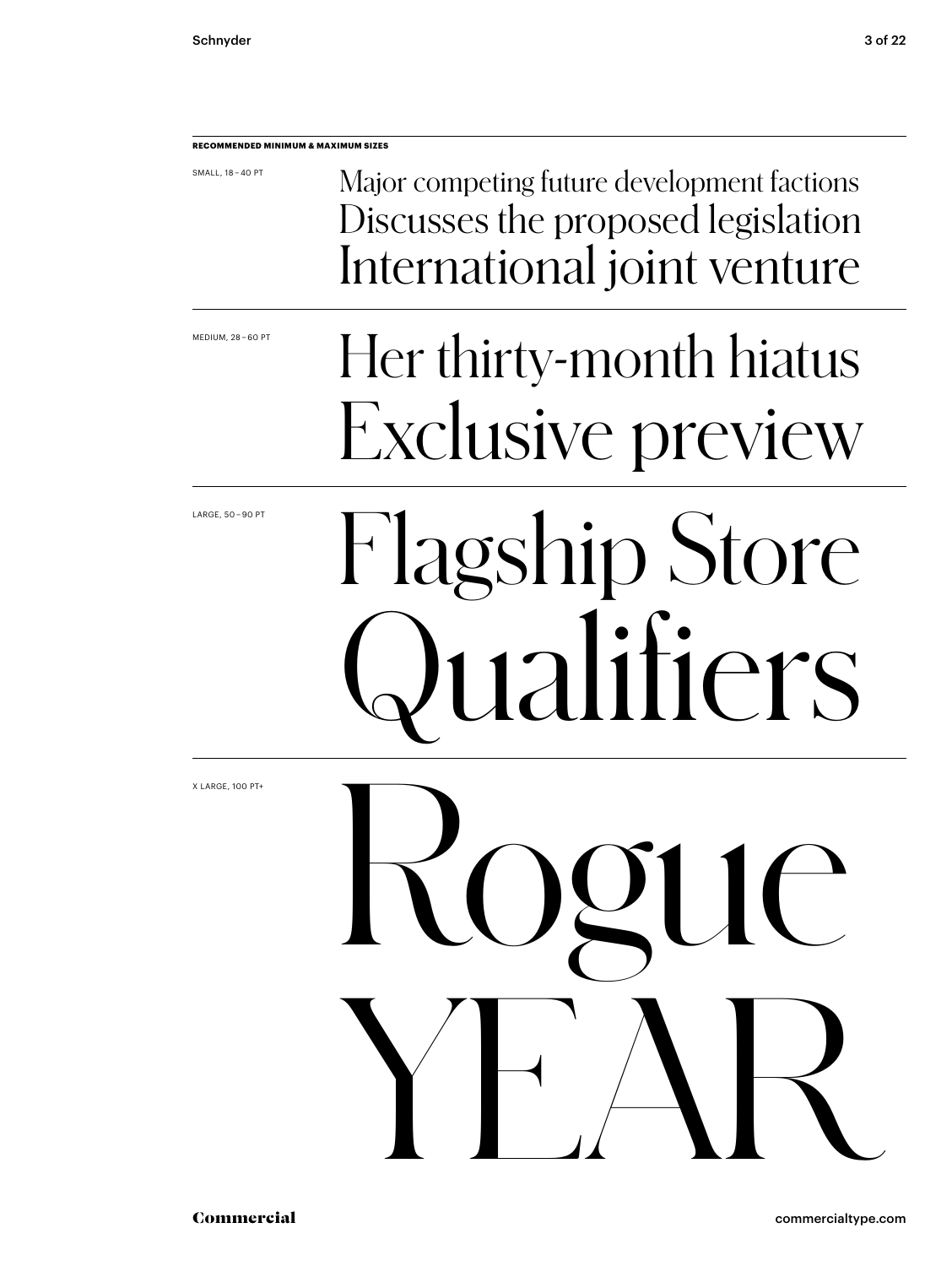**RECOMMENDED MINIMUM & MAXIMUM SIZES**

SMALL, 18 – 40 PT

Major competing future development factions
Discusses the proposed legislation
International joint venture

MEDIUM, 28 – 60 PT

Her thirty-month hiatus
Exclusive preview

LARGE, 50 – 90 PT

Flagship Store
Qualifiers

X LARGE, 100 PT+

Rogue
YEAR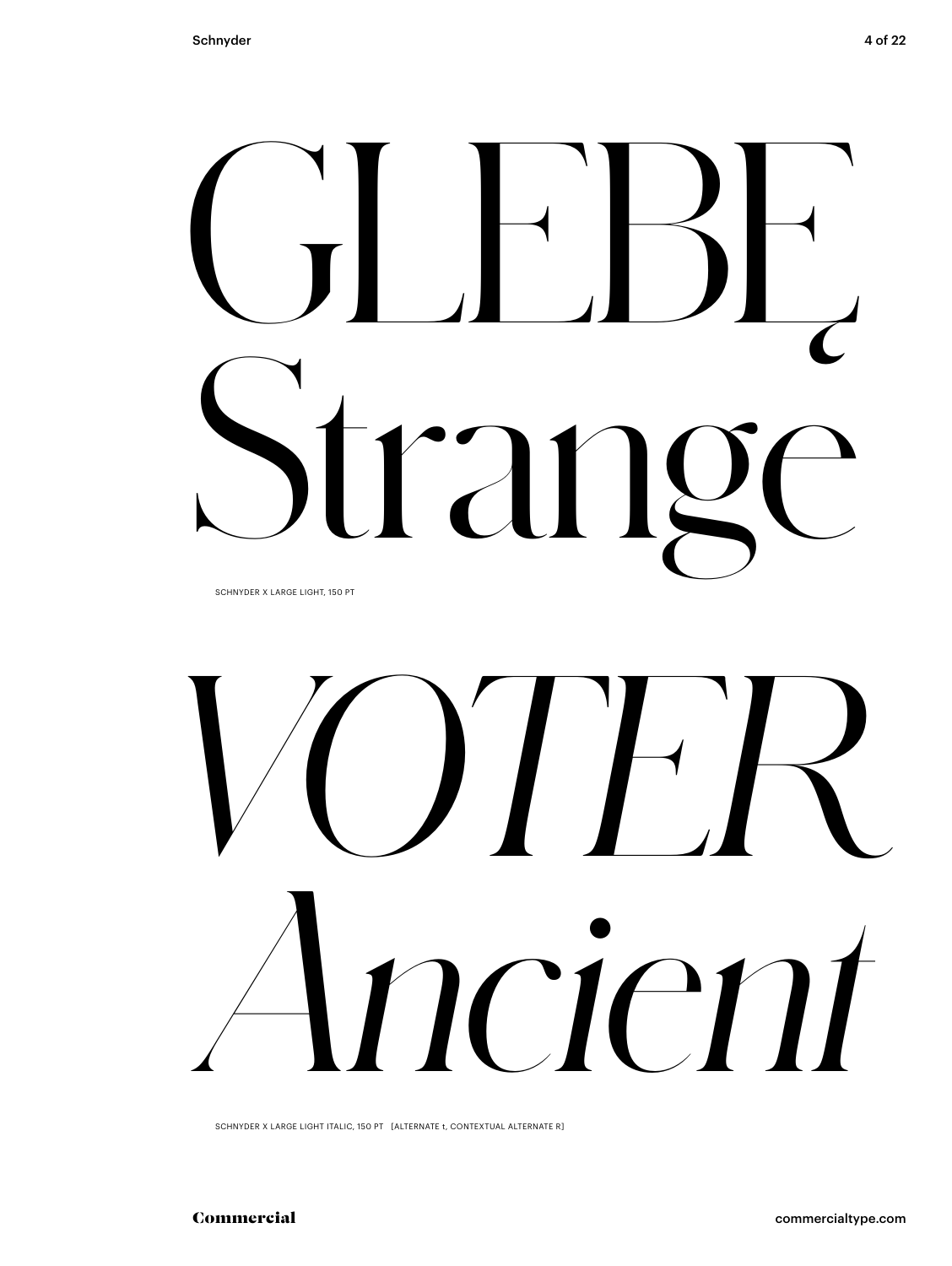GŁĘBĘ
Strange

SCHNYDER X LARGE LIGHT, 150 PT

*VOTER*
*Ancient*

SCHNYDER X LARGE LIGHT ITALIC, 150 PT [ALTERNATE t, CONTEXTUAL ALTERNATE R]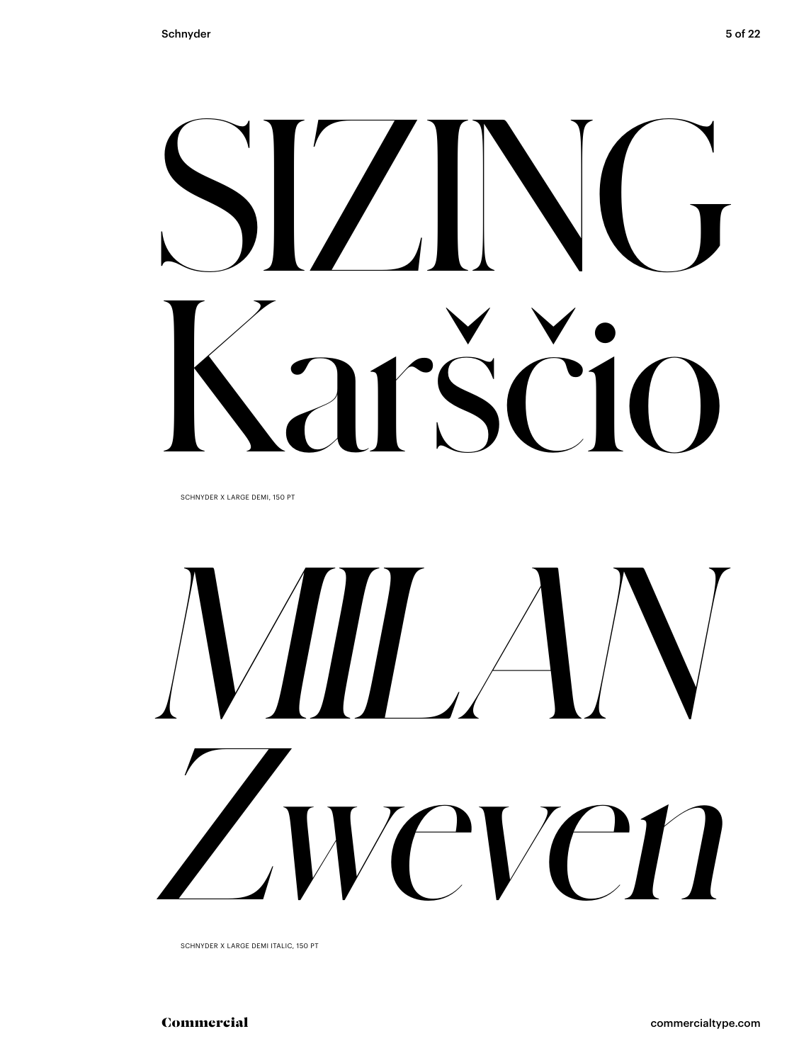# SIZING Karščio

SCHNYDER X LARGE DEMI, 150 PT

# *MILAN Zweven*

SCHNYDER X LARGE DEMI ITALIC, 150 PT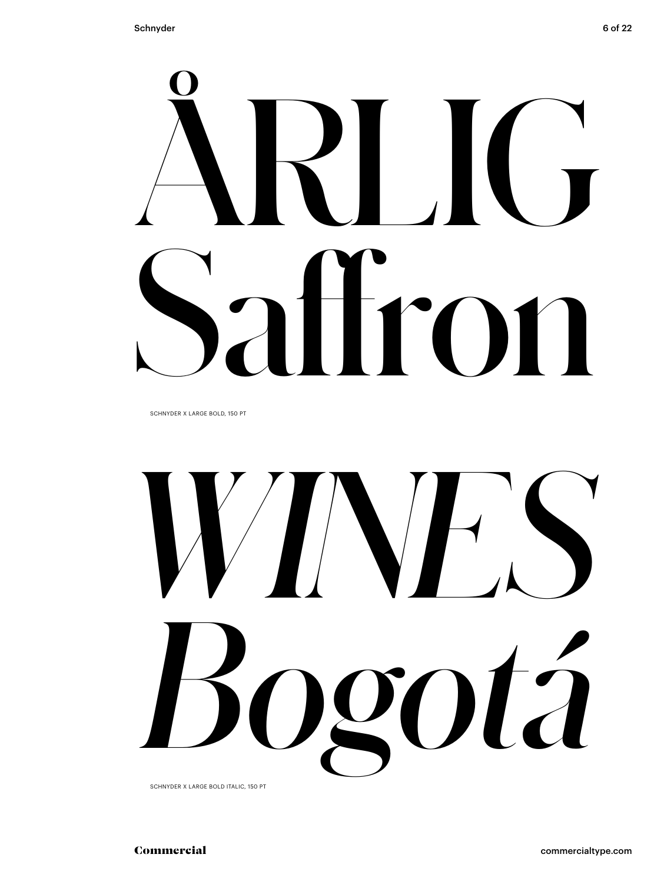ÅRLIG
Saffron

SCHNYDER X LARGE BOLD, 150 PT

*WINES*
*Bogotá*

SCHNYDER X LARGE BOLD ITALIC, 150 PT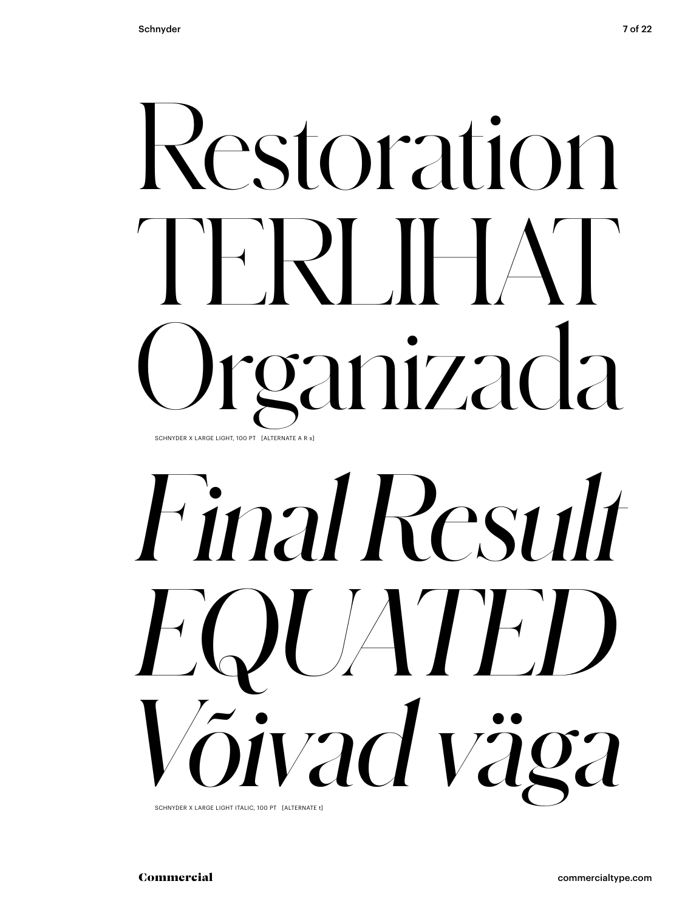Restoration
TERLIHAT
Organizada

SCHNYDER X LARGE LIGHT, 100 PT [ALTERNATE A R s]

*Final Result*
*EQUATED*
*Võivad väga*

SCHNYDER X LARGE LIGHT ITALIC, 100 PT [ALTERNATE t]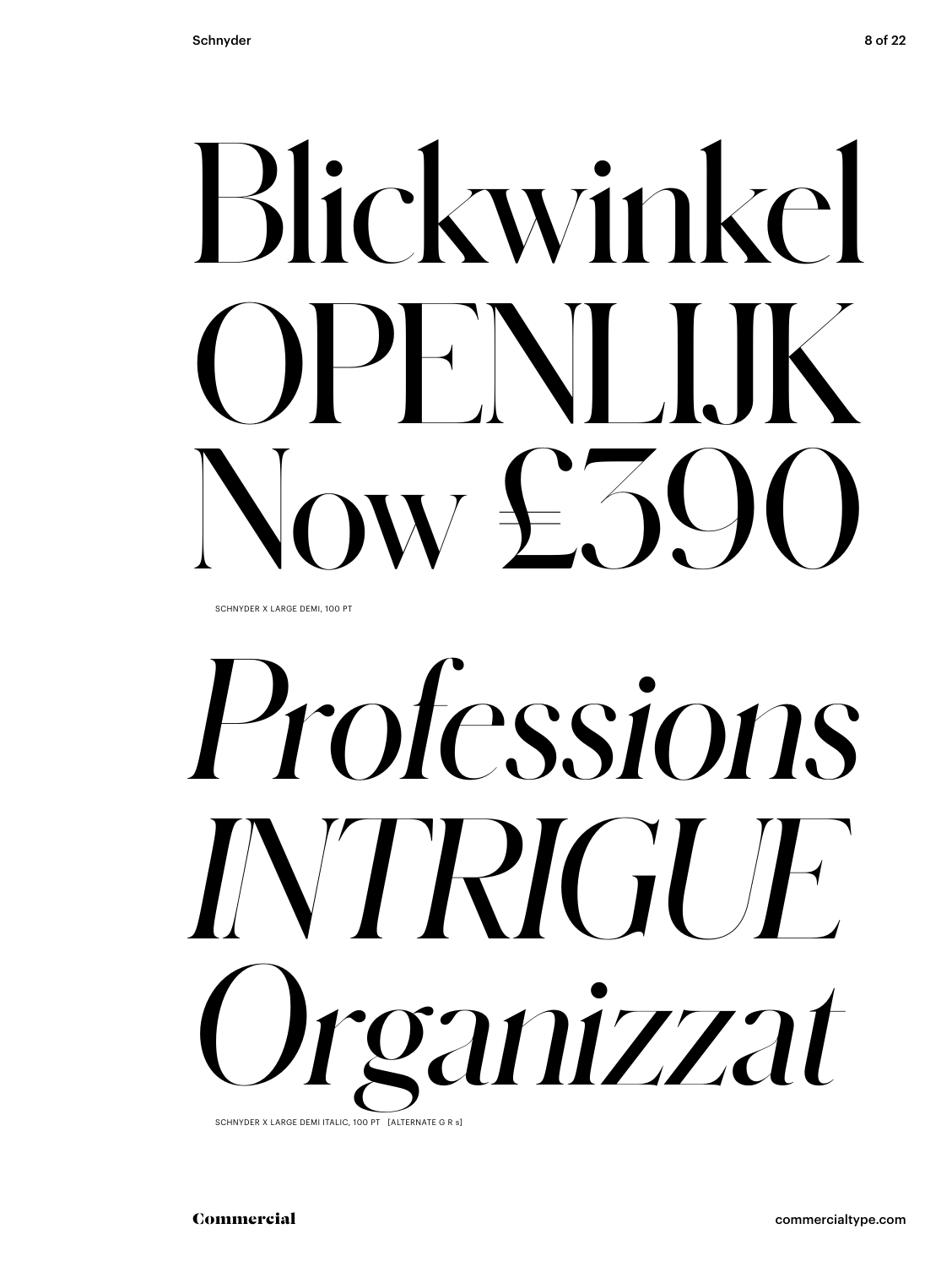Blickwinkel
OPENLIJK
Now £390

SCHNYDER X LARGE DEMI, 100 PT

*Professions*
*INTRIGUE*
*Organizzat*

SCHNYDER X LARGE DEMI ITALIC, 100 PT [ALTERNATE G R s]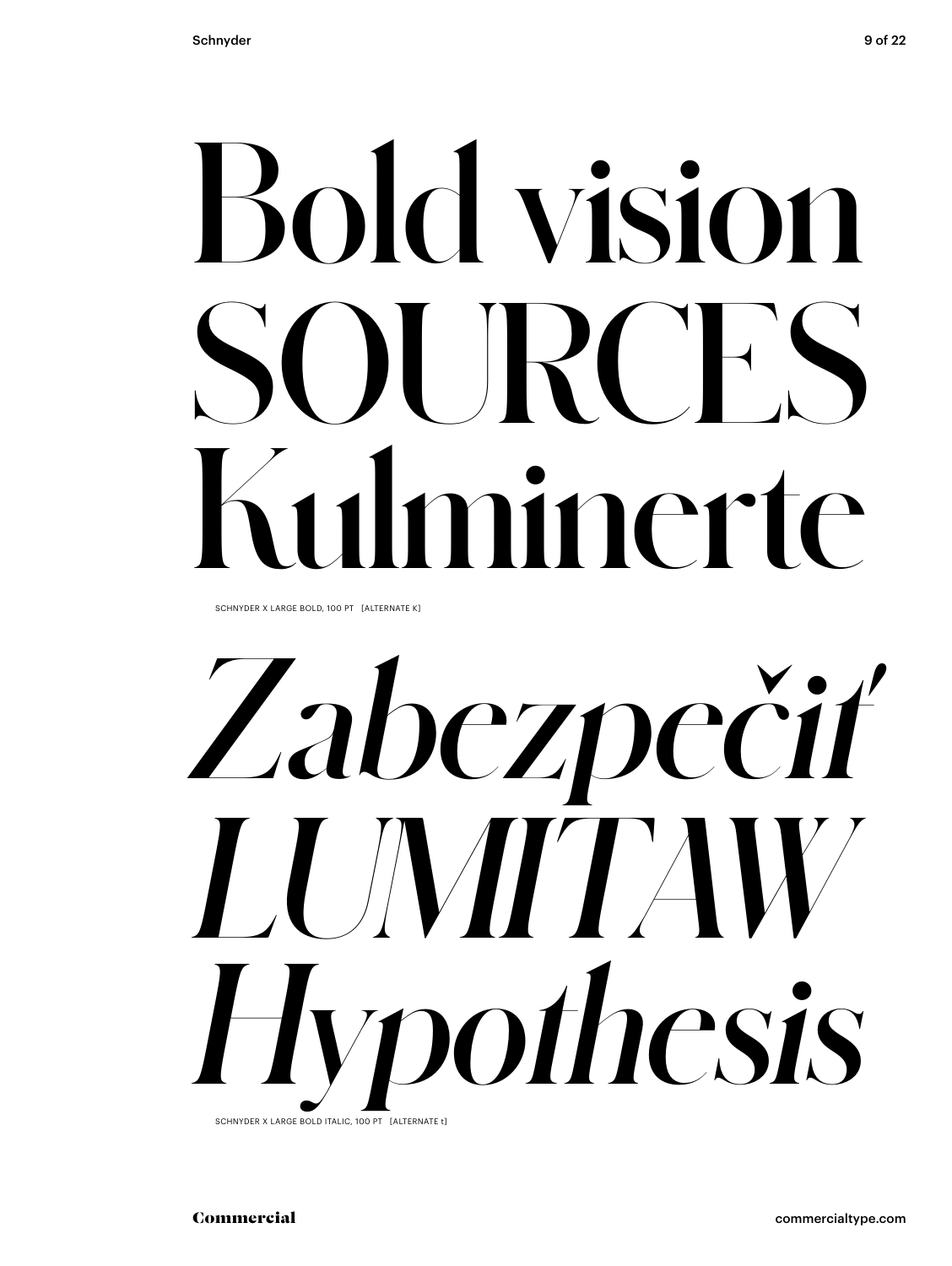Bold vision
SOURCES
Kulminerte

SCHNYDER X LARGE BOLD, 100 PT [ALTERNATE K]

*Zabezpečiť*
*LUMITAW*
*Hypothesis*

SCHNYDER X LARGE BOLD ITALIC, 100 PT [ALTERNATE t]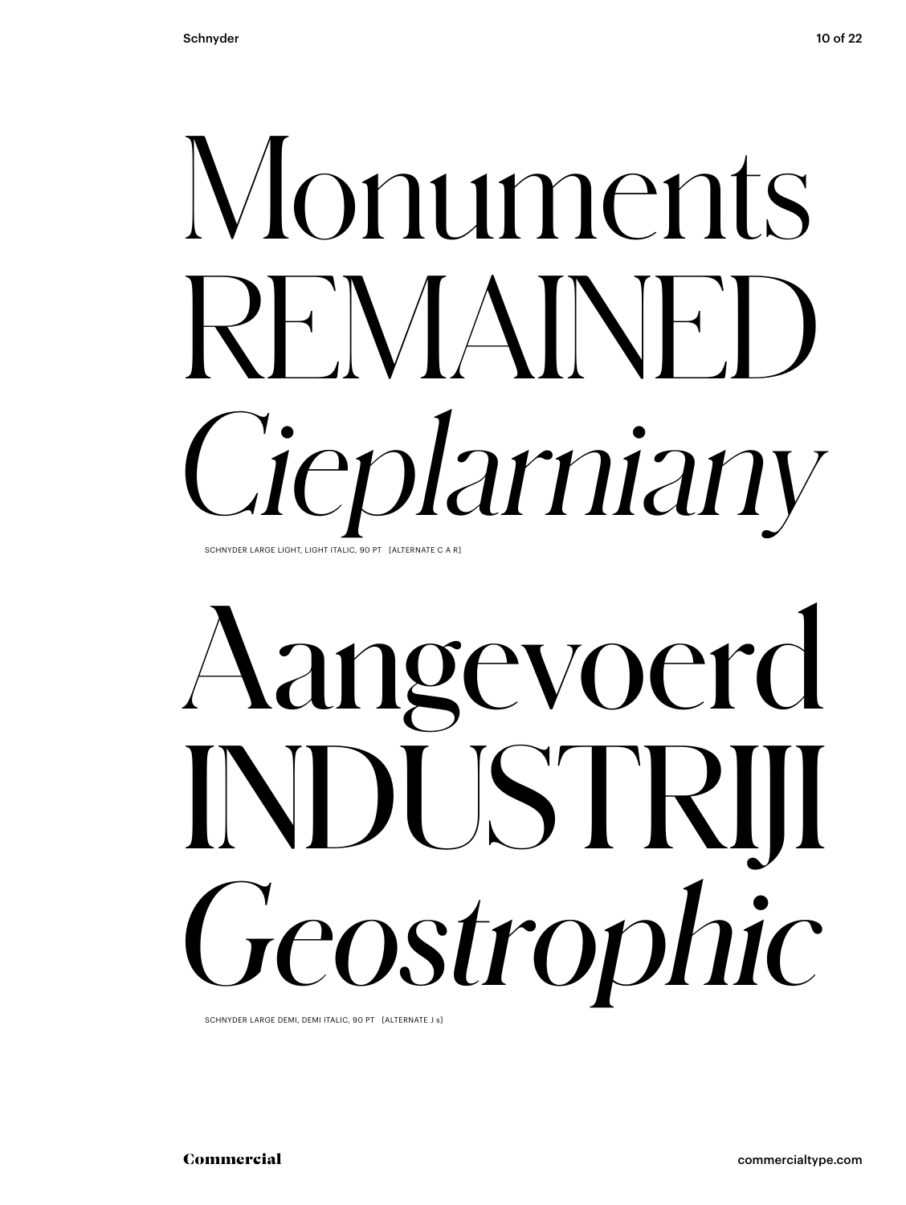Monuments
REMAINED
*Cieplarniany*

SCHNYDER LARGE LIGHT, LIGHT ITALIC, 90 PT [ALTERNATE C A R]

Aangevoerd
INDUSTRIJI
*Geostrophic*

SCHNYDER LARGE DEMI, DEMI ITALIC, 90 PT [ALTERNATE J s]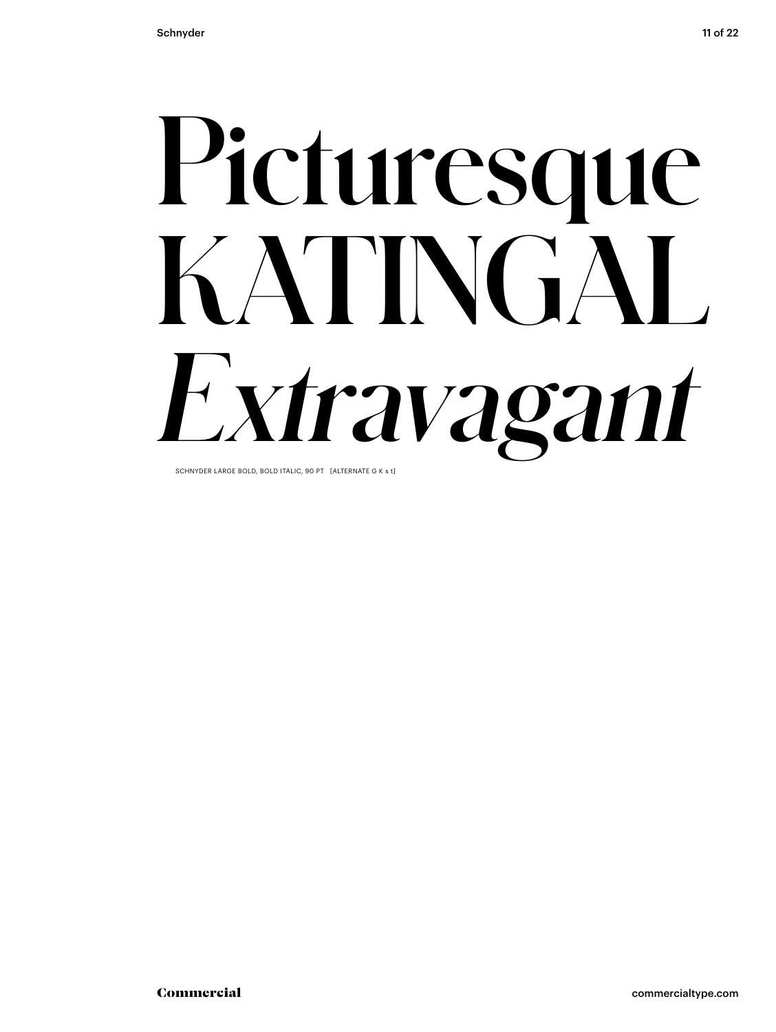# Picturesque KATINGAL *Extravagant*

SCHNYDER LARGE BOLD, BOLD ITALIC, 90 PT [ALTERNATE G K s t]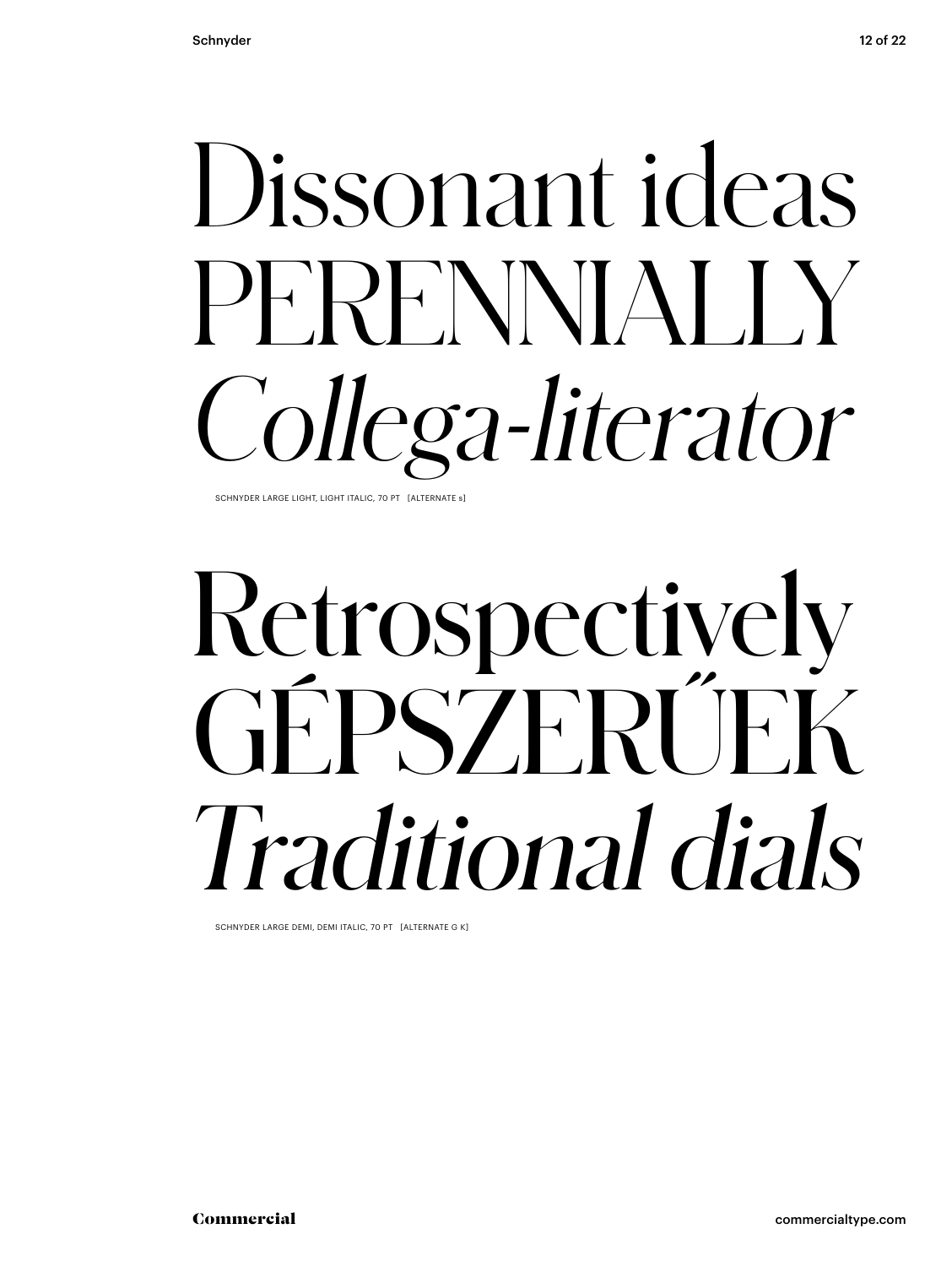Dissonant ideas
PERENNIALLY
*Collega-literator*

SCHNYDER LARGE LIGHT, LIGHT ITALIC, 70 PT [ALTERNATE s]

Retrospectively
GÉPSZERŰEK
*Traditional dials*

SCHNYDER LARGE DEMI, DEMI ITALIC, 70 PT [ALTERNATE G K]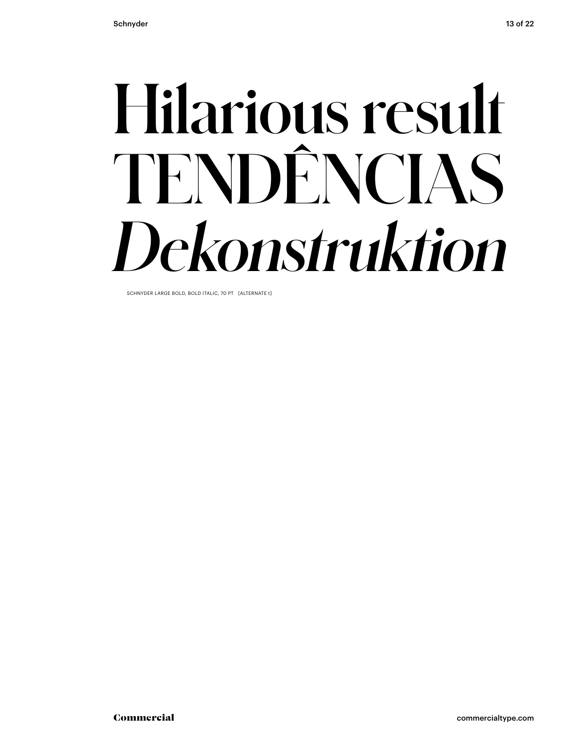# Hilarious result TENDÊNCIAS *Dekonstruktion*

SCHNYDER LARGE BOLD, BOLD ITALIC, 70 PT [ALTERNATE t]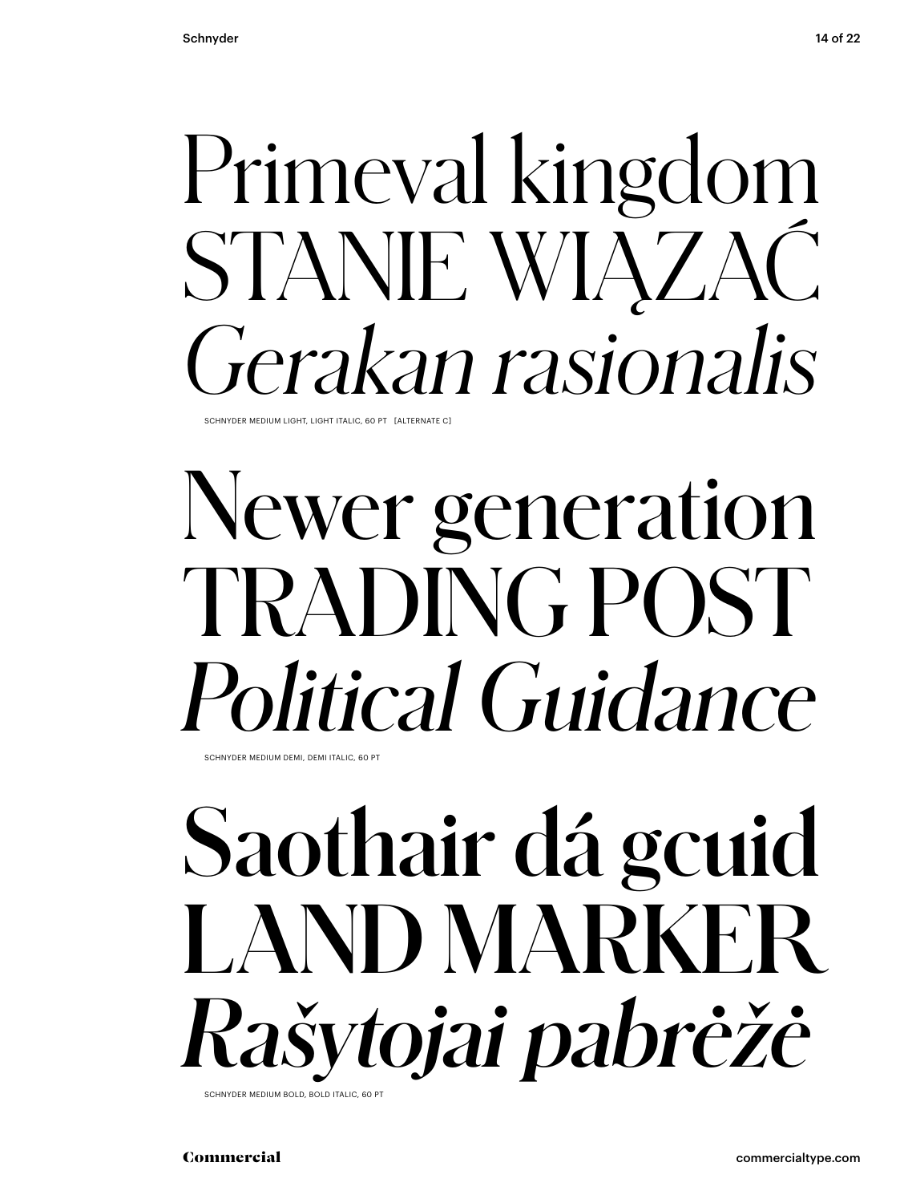Primeval kingdom
STANIE WIĄZAĆ
*Gerakan rasionalis*

SCHNYDER MEDIUM LIGHT, LIGHT ITALIC, 60 PT [ALTERNATE C]

Newer generation
TRADING POST
*Political Guidance*

SCHNYDER MEDIUM DEMI, DEMI ITALIC, 60 PT

**Saothair dá gcuid**
**LAND MARKER**
***Rašytojai pabrėžė***

SCHNYDER MEDIUM BOLD, BOLD ITALIC, 60 PT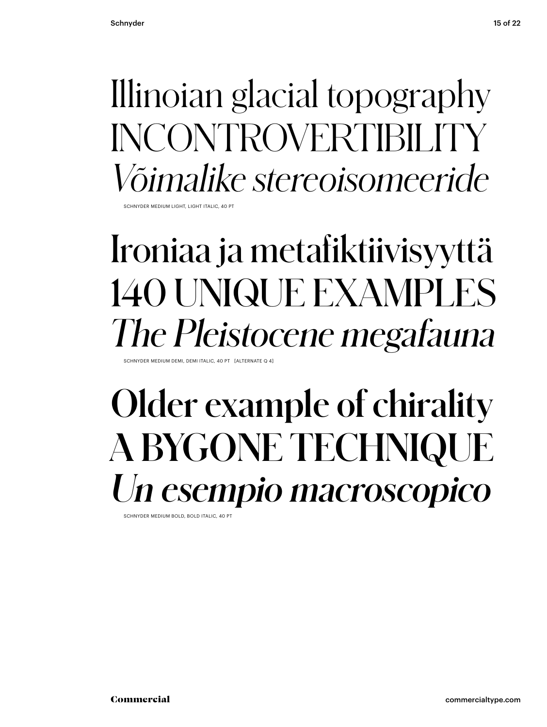Illinoian glacial topography
INCONTROVERTIBILITY
*Võimalike stereoisomeeride*

SCHNYDER MEDIUM LIGHT, LIGHT ITALIC, 40 PT

Ironiaa ja metafiktiivisyyttä
140 UNIQUE EXAMPLES
*The Pleistocene megafauna*

SCHNYDER MEDIUM DEMI, DEMI ITALIC, 40 PT [ALTERNATE Q 4]

**Older example of chirality**
**A BYGONE TECHNIQUE**
***Un esempio macroscopico***

SCHNYDER MEDIUM BOLD, BOLD ITALIC, 40 PT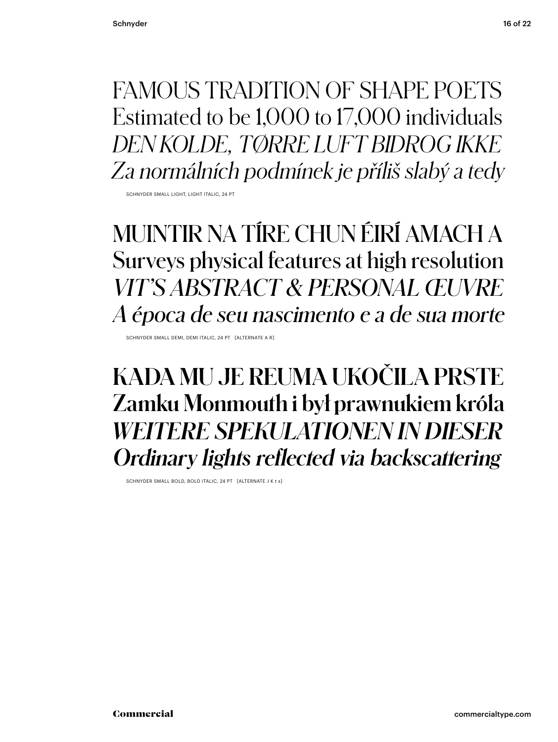FAMOUS TRADITION OF SHAPE POETS
Estimated to be 1,000 to 17,000 individuals
*DEN KOLDE, TØRRE LUFT BIDROG IKKE*
*Za normálních podmínek je příliš slabý a tedy*

SCHNYDER SMALL LIGHT, LIGHT ITALIC, 24 PT

MUINTIR NA TÍRE CHUN ÉIRÍ AMACH A
Surveys physical features at high resolution
*VIT'S ABSTRACT & PERSONAL ŒUVRE*
*A época de seu nascimento e a de sua morte*

SCHNYDER SMALL DEMI, DEMI ITALIC, 24 PT [ALTERNATE A R]

**KADA MU JE REUMA UKOČILA PRSTE**
**Zamku Monmouth i był prawnukiem króla**
***WEITERE SPEKULATIONEN IN DIESER***
***Ordinary lights reflected via backscattering***

SCHNYDER SMALL BOLD, BOLD ITALIC, 24 PT [ALTERNATE J K t s]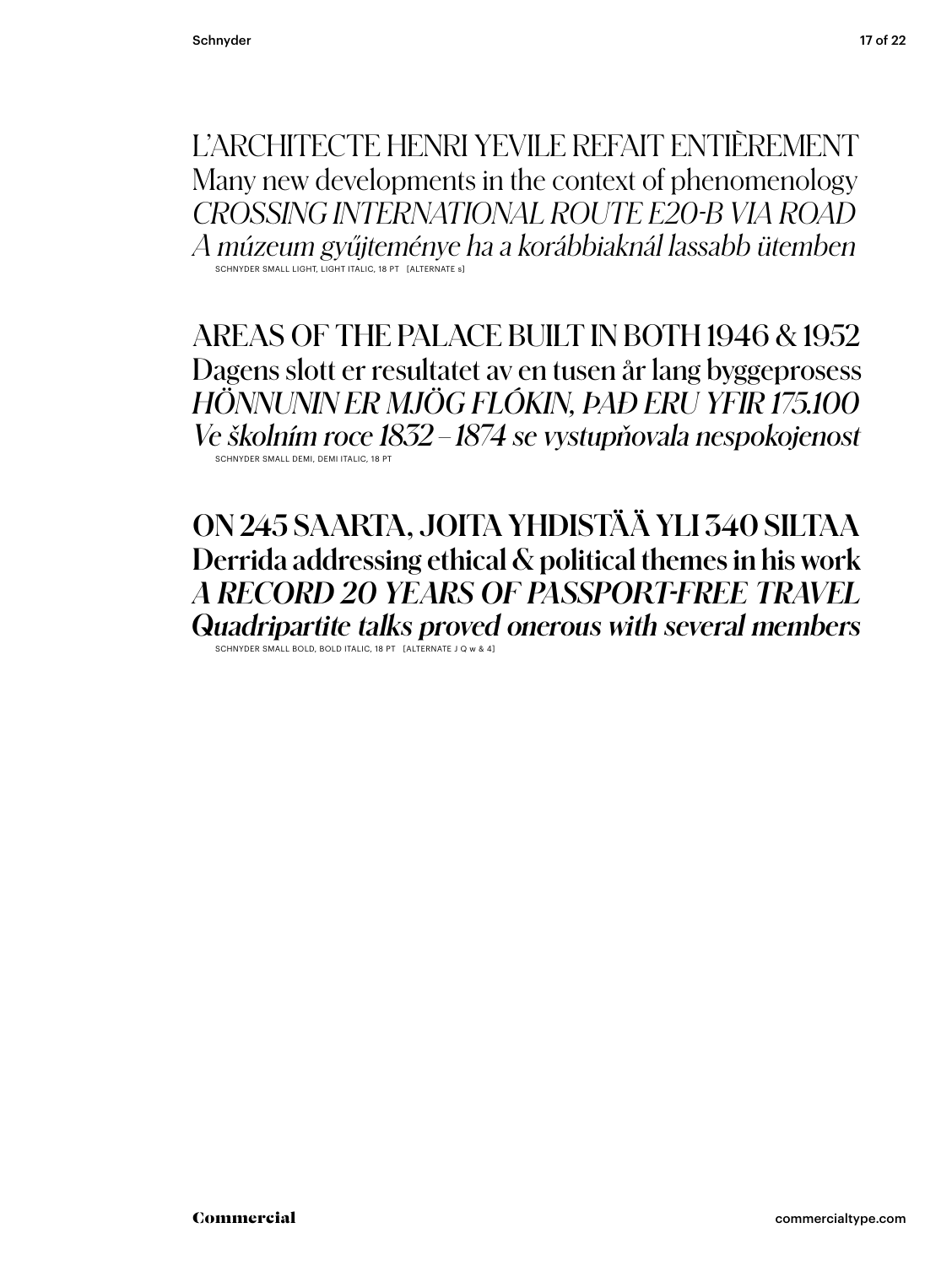L'ARCHITECTE HENRI YEVILE REFAIT ENTIÈREMENT
Many new developments in the context of phenomenology
*CROSSING INTERNATIONAL ROUTE E20-B VIA ROAD*
*A múzeum gyűjteménye ha a korábbiaknál lassabb ütemben*

SCHNYDER SMALL LIGHT, LIGHT ITALIC, 18 PT [ALTERNATE s]

AREAS OF THE PALACE BUILT IN BOTH 1946 & 1952
Dagens slott er resultatet av en tusen år lang byggeprosess
*HÖNNUNIN ER MJÖG FLÓKIN, ÞAÐ ERU YFIR 175.100*
*Ve školním roce 1832 – 1874 se vystupňovala nespokojenost*

SCHNYDER SMALL DEMI, DEMI ITALIC, 18 PT

**ON 245 SAARTA, JOITA YHDISTÄÄ YLI 340 SILTAA**
**Derrida addressing ethical & political themes in his work**
***A RECORD 20 YEARS OF PASSPORT-FREE TRAVEL***
***Quadripartite talks proved onerous with several members***

SCHNYDER SMALL BOLD, BOLD ITALIC, 18 PT [ALTERNATE J Q w & 4]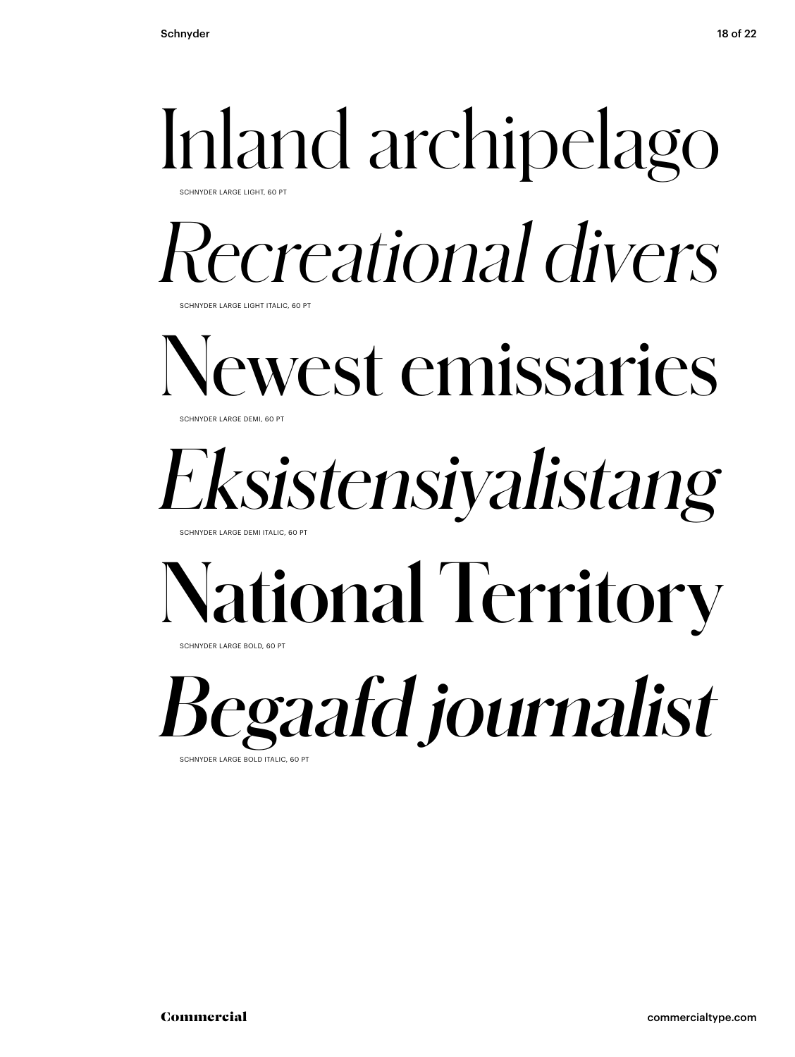Inland archipelago

SCHNYDER LARGE LIGHT, 60 PT

*Recreational divers*

SCHNYDER LARGE LIGHT ITALIC, 60 PT

Newest emissaries

SCHNYDER LARGE DEMI, 60 PT

*Eksistensiyalistang*

SCHNYDER LARGE DEMI ITALIC, 60 PT

**National Territory**

SCHNYDER LARGE BOLD, 60 PT

***Begaafd journalist***

SCHNYDER LARGE BOLD ITALIC, 60 PT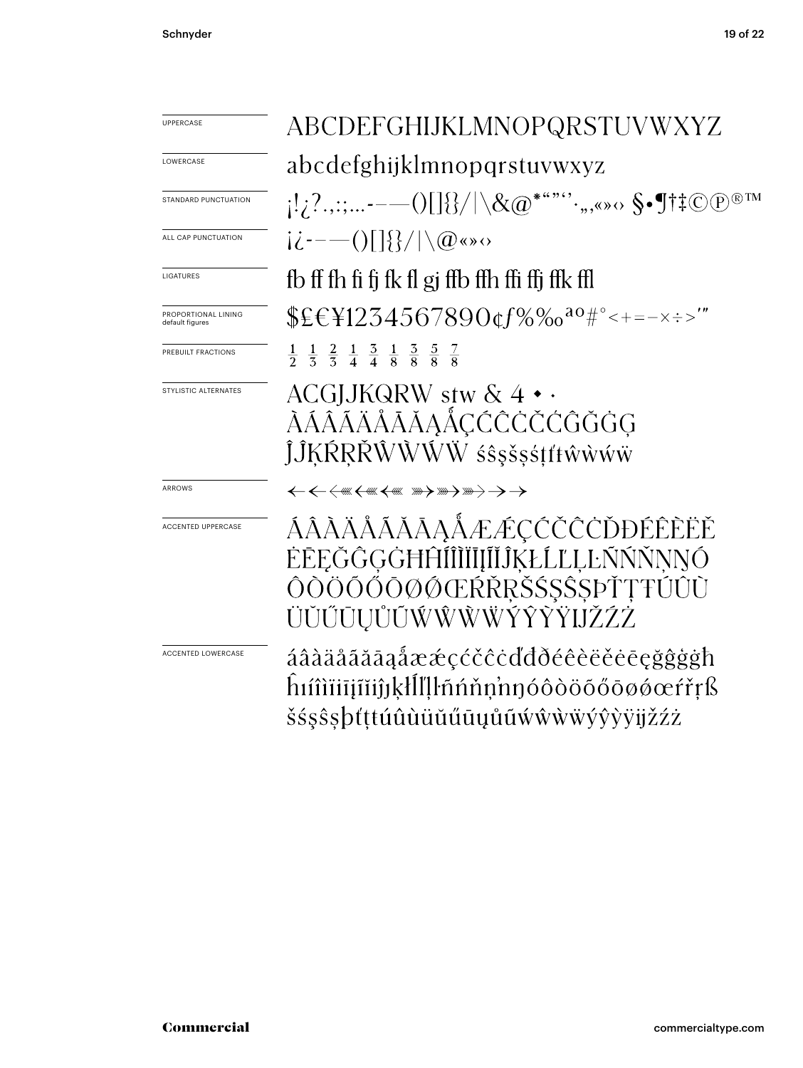UPPERCASE

ABCDEFGHIJKLMNOPQRSTUVWXYZ

LOWERCASE

abcdefghijklmnopqrstuvwxyz

STANDARD PUNCTUATION

¡!¿?.,:;...-–—()[]{}/|\&@*"""''.„‚«»‹› §•¶†‡©℗®™

ALL CAP PUNCTUATION

¡¿-–—()[]{}/|\@«»‹›

LIGATURES

fb ff fh fi fj fk fl gj ffb ffh ffi ffj ffk ffl

PROPORTIONAL LINING
default figures

$£€¥1234567890¢ƒ%‰ªº#°<+=−×÷>′″

PREBUILT FRACTIONS

½ ⅓ ⅔ ¼ ¾ ⅛ ⅜ ⅝ ⅞

STYLISTIC ALTERNATES

ACGJJKQRW stw & 4 ◆ ·
ÀÁÂÃÄÅĀĂĄǺÇĆĈĊČĆĜĞĠĢ
ĴĴĶŔŖŘŴẀẂẄ śŝşšșśţťŧŵẁẃẅ

ARROWS

← ← ⇐ ⇐ ⇐ ⇒ ⇒ ⇒ → →

ACCENTED UPPERCASE

ÁÂÀÄÅÃĂĀĄǺÆǼÇĆČĈĊĎĐÉÊÈËĚ
ĖĒĘĞĜĢĠĦĤÍÎÌÏĪĮĨĬĴĶŁĹĽĻĿÑŃŇŅŊÓ
ÔÒÖÕŐŌØǾŒŔŘŖŠŚŞŜȘÞŤŢŦÚÛÙ
ÜŬŰŪŲŮŨẂŴẀẄÝŶỲŸĲŽŹŻ

ACCENTED LOWERCASE

áâàäåãăāąǻæǽçćčĉċďđðéêèëěėēęğĝģġħ
ĥıíîìïīįĩĭĵȷķłĺľļŀñńňņŉŋóôòöõőōøǿœŕřŗß
šśşŝșþťţŧúûùüŭűūųůũẃŵẁẅýŷỳÿĳžźż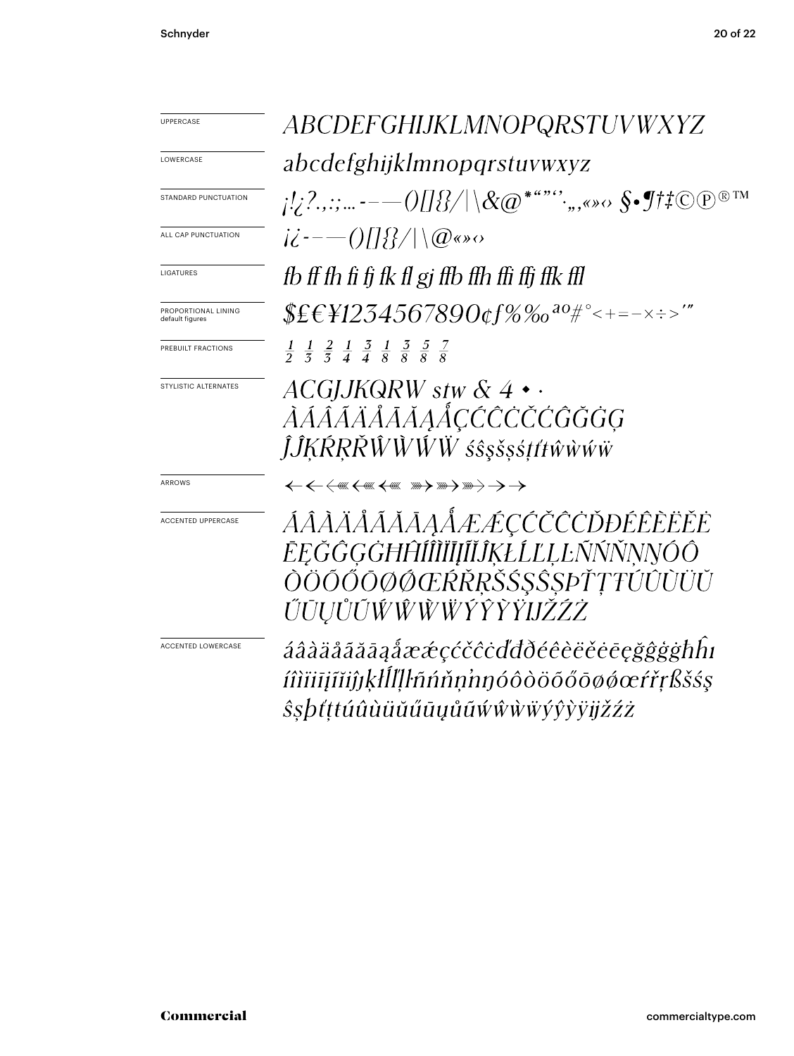| | |
|---|---|
| UPPERCASE | *ABCDEFGHIJKLMNOPQRSTUVWXYZ* |
| LOWERCASE | *abcdefghijklmnopqrstuvwxyz* |
| STANDARD PUNCTUATION | *¡!¿?.,:;…-–—()[]{}/\|\&@*“”‘’·‚„«»‹› §•¶†‡©℗®™* |
| ALL CAP PUNCTUATION | *¡¿-–—()[]{}/\|\@«»‹›* |
| LIGATURES | *fb ff fh fi fj fk fl gj ffb ffh ffi ffj ffk ffl* |
| PROPORTIONAL LINING default figures | *$£€¥1234567890¢ƒ%‰ªº#°<+=−×÷>′″* |
| PREBUILT FRACTIONS | *½ ⅓ ⅔ ¼ ¾ ⅛ ⅜ ⅝ ⅞* |
| STYLISTIC ALTERNATES | *ACGJJKQRW stw & 4 ◆ · ÀÁÂÃÄÅĀĂĄǺÇĆĈĊČĆĜĞĠĢ ĴĴĶŔŖŘŴẀẂẄ śŝşšşśţŧŧŵẁẃẅ* |
| ARROWS | ← ← ⇠ ⇚ ⇜ ⇝ ⇛ ⇢ → → |
| ACCENTED UPPERCASE | *ÁÂÀÄÅÃĂĀĄǺÆǼÇĆČĈĊĎĐÉÊÈËĚĖ ĒĘĞĜĢĠĦĤÍÎÌÏĪĮĨĬĴĶŁĹĽĻĿÑŃŇŅŊÓÔ ÒÖÕŐŌØǾŒŔŘŖŠŚŞŜȘÞŤŢŦÚÛÙÜŬ ŰŪŲŮŨẂŴẀẄÝŶỲŸĲŽŹŻ* |
| ACCENTED LOWERCASE | *áâàäåãăāąǻæǽçćčĉċďđðéêèëěėēęğĝģġħĥı íîìïīįĩĭĵķłĺľļŀñńňņŉŋóôòöõőōøǿœŕřŗßšśş ŝșþťţŧúûùüŭűūųůũẃŵẁẅýŷỳÿĳžźż* |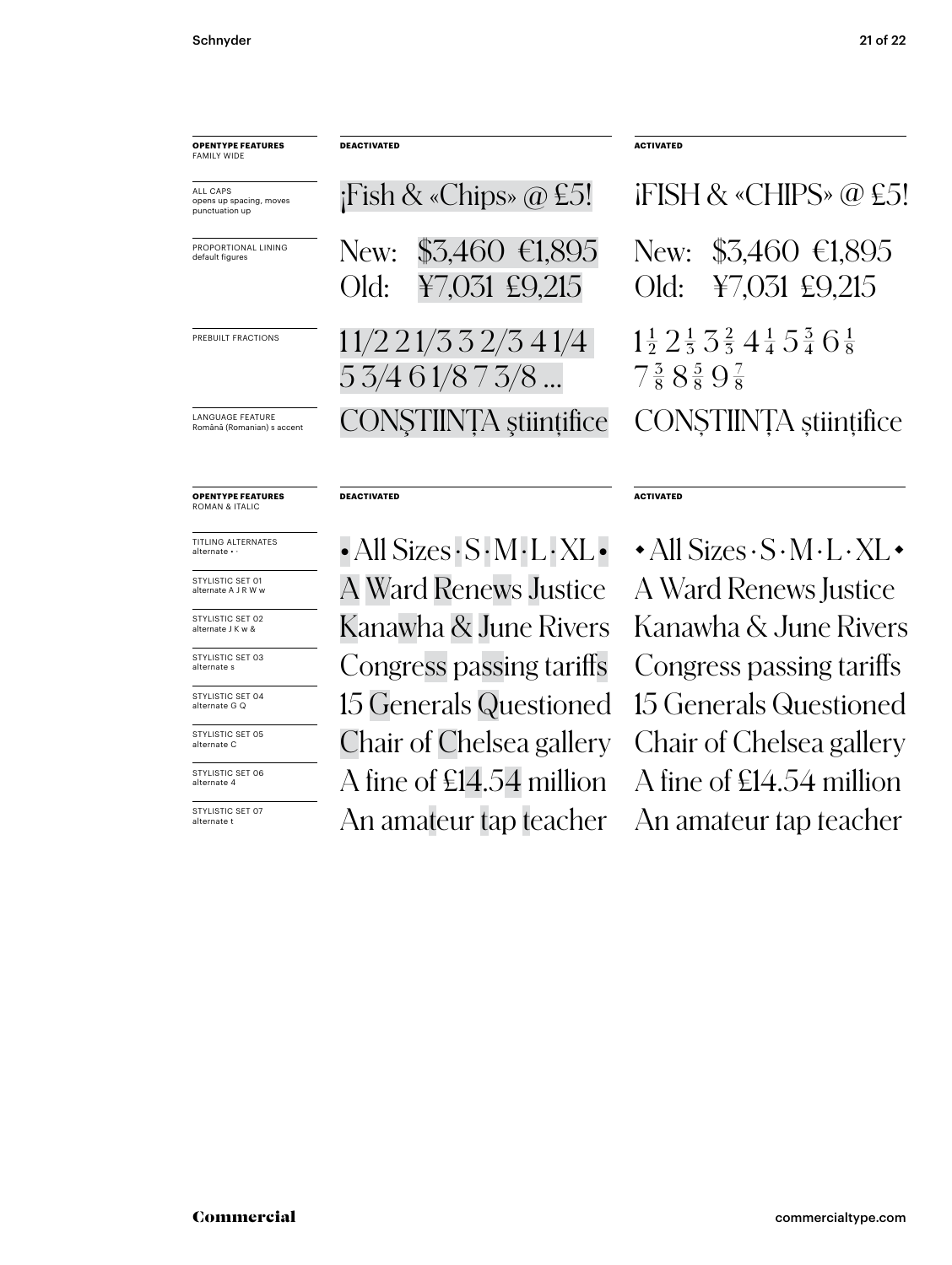| **OPENTYPE FEATURES** FAMILY WIDE | **DEACTIVATED** | **ACTIVATED** |
| --- | --- | --- |
| ALL CAPS opens up spacing, moves punctuation up | ¡Fish & «Chips» @ £5! | ¡FISH & «CHIPS» @ £5! |
| PROPORTIONAL LINING default figures | New: $3,460 €1,895 Old: ¥7,031 £9,215 | New: $3,460 €1,895 Old: ¥7,031 £9,215 |
| PREBUILT FRACTIONS | 1 1/2 2 1/3 3 2/3 4 1/4 5 3/4 6 1/8 7 3/8 ... | 1½ 2⅓ 3⅔ 4¼ 5¾ 6⅛ 7⅜ 8⅝ 9⅞ |
| LANGUAGE FEATURE Română (Romanian) s accent | CONŞTIINŢA ştiinţifice | CONȘTIINȚA științifice |

| **OPENTYPE FEATURES** ROMAN & ITALIC | **DEACTIVATED** | **ACTIVATED** |
| --- | --- | --- |
| TITLING ALTERNATES alternate • · | • All Sizes · S · M · L · XL • | • All Sizes · S · M · L · XL • |
| STYLISTIC SET 01 alternate A J R W w | A Ward Renews Justice | A Ward Renews Justice |
| STYLISTIC SET 02 alternate J K w & | Kanawha & June Rivers | Kanawha & June Rivers |
| STYLISTIC SET 03 alternate s | Congress passing tariffs | Congress passing tariffs |
| STYLISTIC SET 04 alternate G Q | 15 Generals Questioned | 15 Generals Questioned |
| STYLISTIC SET 05 alternate C | Chair of Chelsea gallery | Chair of Chelsea gallery |
| STYLISTIC SET 06 alternate 4 | A fine of £14.54 million | A fine of £14.54 million |
| STYLISTIC SET 07 alternate t | An amateur tap teacher | An amateur tap teacher |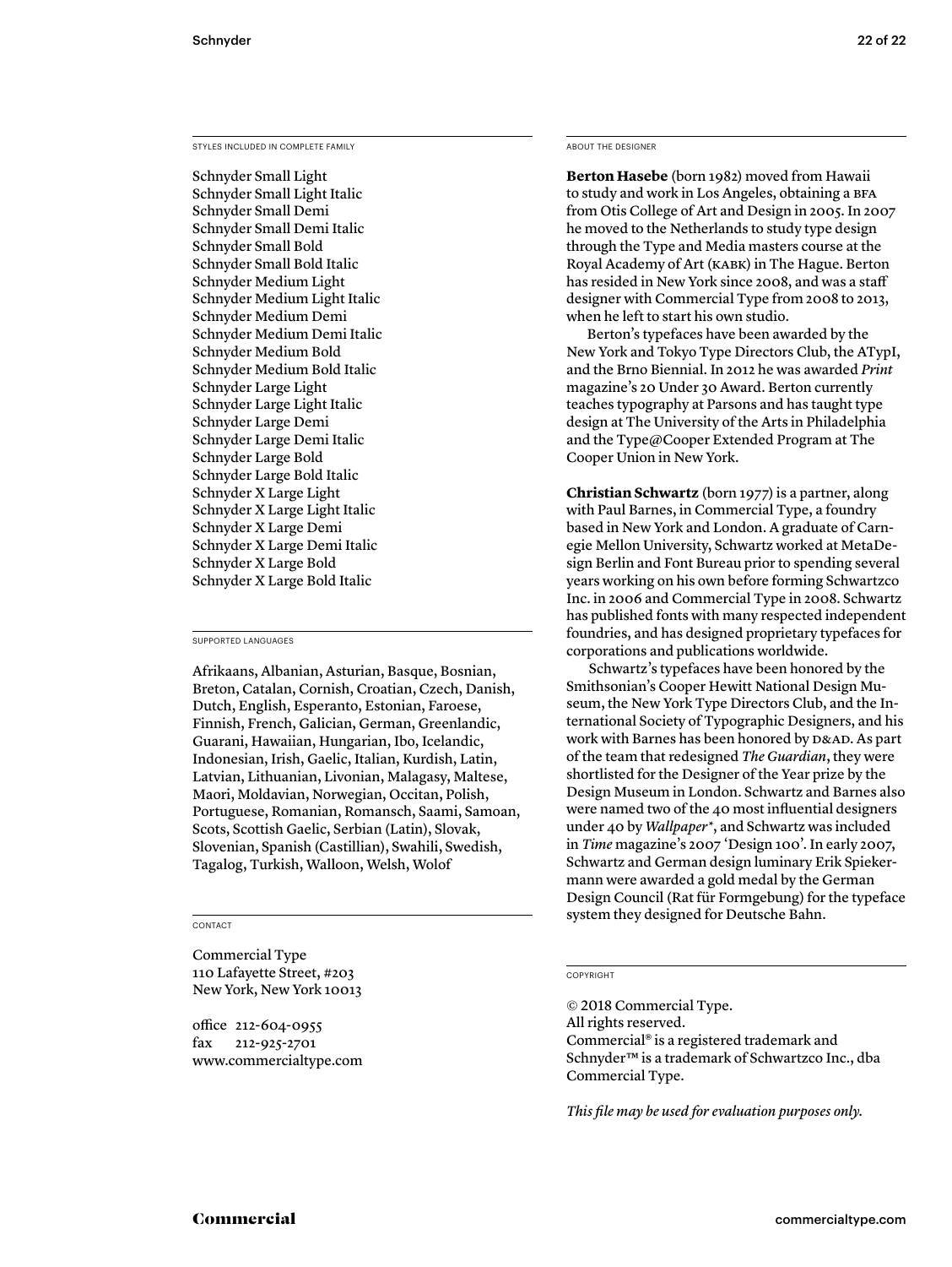## STYLES INCLUDED IN COMPLETE FAMILY

Schnyder Small Light
Schnyder Small Light Italic
Schnyder Small Demi
Schnyder Small Demi Italic
Schnyder Small Bold
Schnyder Small Bold Italic
Schnyder Medium Light
Schnyder Medium Light Italic
Schnyder Medium Demi
Schnyder Medium Demi Italic
Schnyder Medium Bold
Schnyder Medium Bold Italic
Schnyder Large Light
Schnyder Large Light Italic
Schnyder Large Demi
Schnyder Large Demi Italic
Schnyder Large Bold
Schnyder Large Bold Italic
Schnyder X Large Light
Schnyder X Large Light Italic
Schnyder X Large Demi
Schnyder X Large Demi Italic
Schnyder X Large Bold
Schnyder X Large Bold Italic

## SUPPORTED LANGUAGES

Afrikaans, Albanian, Asturian, Basque, Bosnian, Breton, Catalan, Cornish, Croatian, Czech, Danish, Dutch, English, Esperanto, Estonian, Faroese, Finnish, French, Galician, German, Greenlandic, Guarani, Hawaiian, Hungarian, Ibo, Icelandic, Indonesian, Irish, Gaelic, Italian, Kurdish, Latin, Latvian, Lithuanian, Livonian, Malagasy, Maltese, Maori, Moldavian, Norwegian, Occitan, Polish, Portuguese, Romanian, Romansch, Saami, Samoan, Scots, Scottish Gaelic, Serbian (Latin), Slovak, Slovenian, Spanish (Castillian), Swahili, Swedish, Tagalog, Turkish, Walloon, Welsh, Wolof

## CONTACT

Commercial Type
110 Lafayette Street, #203
New York, New York 10013

office 212-604-0955
fax 212-925-2701
www.commercialtype.com

## ABOUT THE DESIGNER

**Berton Hasebe** (born 1982) moved from Hawaii to study and work in Los Angeles, obtaining a BFA from Otis College of Art and Design in 2005. In 2007 he moved to the Netherlands to study type design through the Type and Media masters course at the Royal Academy of Art (KABK) in The Hague. Berton has resided in New York since 2008, and was a staff designer with Commercial Type from 2008 to 2013, when he left to start his own studio.

Berton's typefaces have been awarded by the New York and Tokyo Type Directors Club, the ATypI, and the Brno Biennial. In 2012 he was awarded *Print* magazine's 20 Under 30 Award. Berton currently teaches typography at Parsons and has taught type design at The University of the Arts in Philadelphia and the Type@Cooper Extended Program at The Cooper Union in New York.

**Christian Schwartz** (born 1977) is a partner, along with Paul Barnes, in Commercial Type, a foundry based in New York and London. A graduate of Carnegie Mellon University, Schwartz worked at MetaDesign Berlin and Font Bureau prior to spending several years working on his own before forming Schwartzco Inc. in 2006 and Commercial Type in 2008. Schwartz has published fonts with many respected independent foundries, and has designed proprietary typefaces for corporations and publications worldwide.

Schwartz's typefaces have been honored by the Smithsonian's Cooper Hewitt National Design Museum, the New York Type Directors Club, and the International Society of Typographic Designers, and his work with Barnes has been honored by D&AD. As part of the team that redesigned *The Guardian*, they were shortlisted for the Designer of the Year prize by the Design Museum in London. Schwartz and Barnes also were named two of the 40 most influential designers under 40 by *Wallpaper\**, and Schwartz was included in *Time* magazine's 2007 'Design 100'. In early 2007, Schwartz and German design luminary Erik Spiekermann were awarded a gold medal by the German Design Council (Rat für Formgebung) for the typeface system they designed for Deutsche Bahn.

## COPYRIGHT

© 2018 Commercial Type.
All rights reserved.
Commercial® is a registered trademark and Schnyder™ is a trademark of Schwartzco Inc., dba Commercial Type.

*This file may be used for evaluation purposes only.*